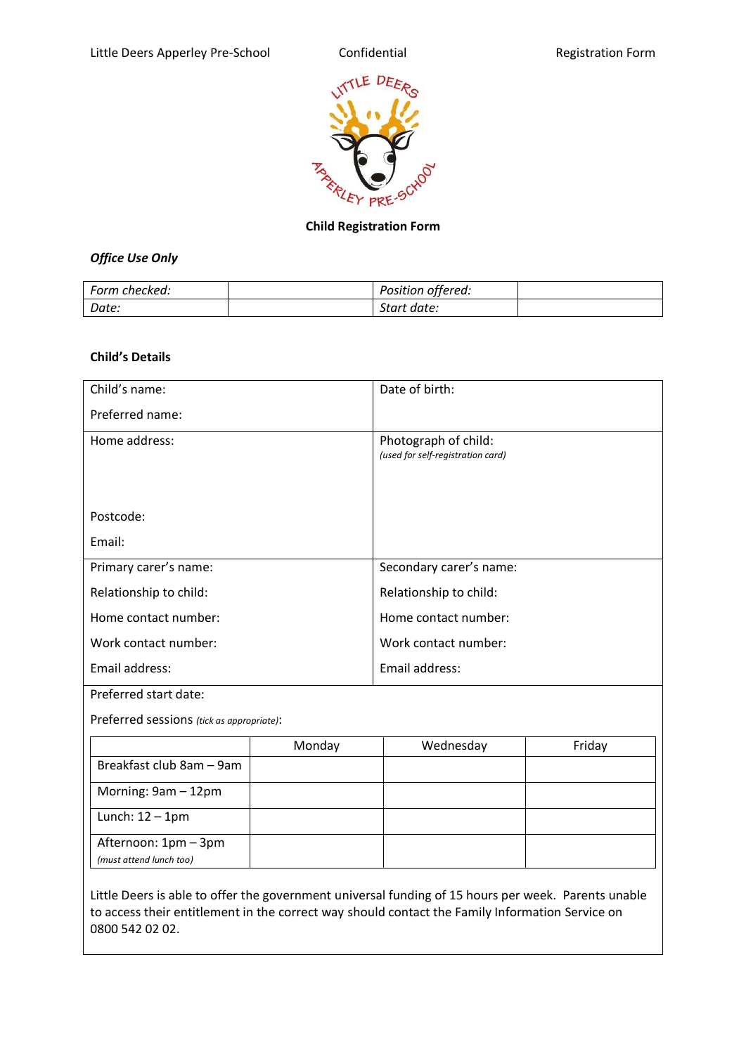Little Deers Apperley Pre-School | Confidential | Registration Form

# Child Registration Form

***Office Use Only***

| *Form checked:* | | *Position offered:* | |
|---|---|---|---|
| *Date:* | | *Start date:* | |

**Child's Details**

| | |
|---|---|
| Child's name:<br><br>Preferred name: | Date of birth: |
| Home address:<br><br><br><br>Postcode:<br><br>Email: | Photograph of child:<br>*(used for self-registration card)* |
| Primary carer's name:<br><br>Relationship to child:<br><br>Home contact number:<br><br>Work contact number:<br><br>Email address: | Secondary carer's name:<br><br>Relationship to child:<br><br>Home contact number:<br><br>Work contact number:<br><br>Email address: |

Preferred start date:

Preferred sessions *(tick as appropriate)*:

| | Monday | Wednesday | Friday |
|---|---|---|---|
| Breakfast club 8am – 9am | | | |
| Morning: 9am – 12pm | | | |
| Lunch: 12 – 1pm | | | |
| Afternoon: 1pm – 3pm *(must attend lunch too)* | | | |

Little Deers is able to offer the government universal funding of 15 hours per week. Parents unable to access their entitlement in the correct way should contact the Family Information Service on 0800 542 02 02.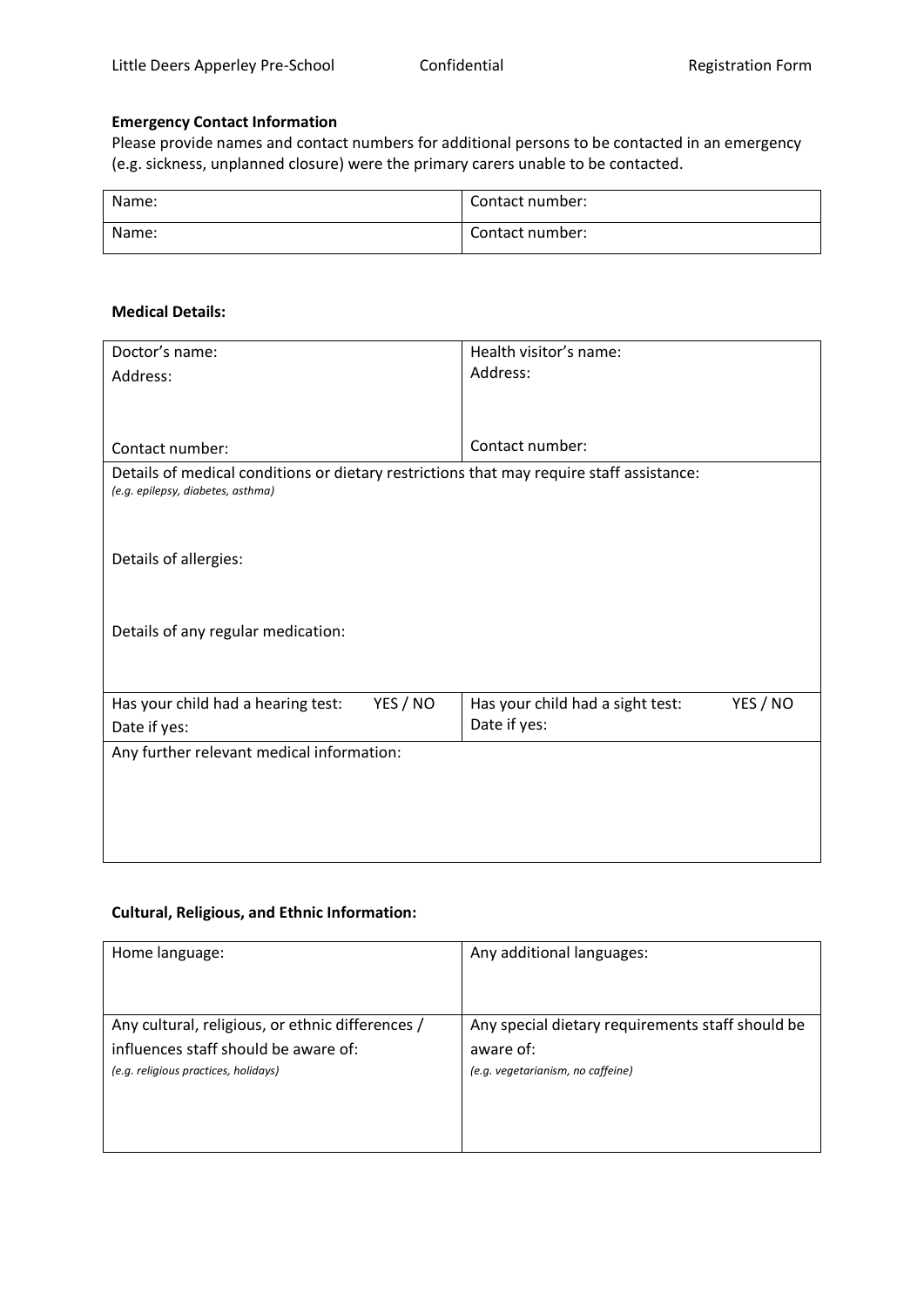**Emergency Contact Information**

Please provide names and contact numbers for additional persons to be contacted in an emergency (e.g. sickness, unplanned closure) were the primary carers unable to be contacted.

| Name: | Contact number: |
|---|---|
| Name: | Contact number: |

**Medical Details:**

| Doctor's name:<br>Address:<br><br>Contact number: | Health visitor's name:<br>Address:<br><br>Contact number: |
|---|---|
| Details of medical conditions or dietary restrictions that may require staff assistance:<br>*(e.g. epilepsy, diabetes, asthma)*<br><br>Details of allergies:<br><br>Details of any regular medication: | |
| Has your child had a hearing test: YES / NO<br>Date if yes: | Has your child had a sight test: YES / NO<br>Date if yes: |
| Any further relevant medical information: | |

**Cultural, Religious, and Ethnic Information:**

| Home language: | Any additional languages: |
|---|---|
| Any cultural, religious, or ethnic differences / influences staff should be aware of:<br>*(e.g. religious practices, holidays)* | Any special dietary requirements staff should be aware of:<br>*(e.g. vegetarianism, no caffeine)* |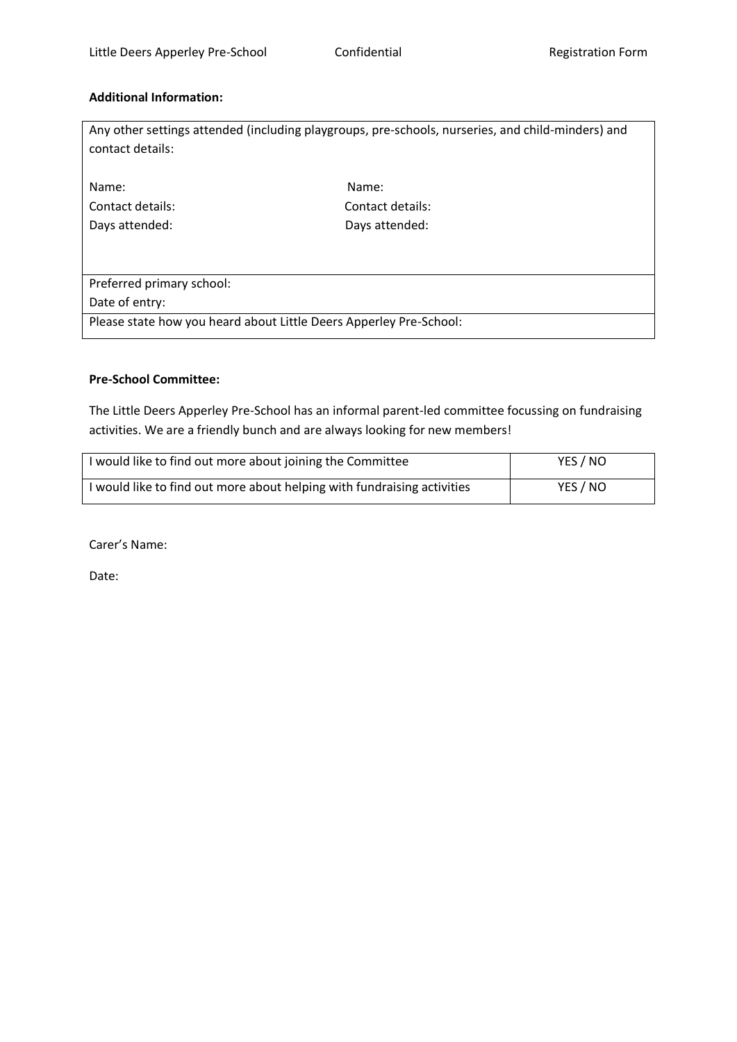**Additional Information:**

| Any other settings attended (including playgroups, pre-schools, nurseries, and child-minders) and contact details:<br><br>Name: Name:<br>Contact details: Contact details:<br>Days attended: Days attended: |
|---|
| Preferred primary school:<br>Date of entry: |
| Please state how you heard about Little Deers Apperley Pre-School: |

**Pre-School Committee:**

The Little Deers Apperley Pre-School has an informal parent-led committee focussing on fundraising activities. We are a friendly bunch and are always looking for new members!

| | |
|---|---|
| I would like to find out more about joining the Committee | YES / NO |
| I would like to find out more about helping with fundraising activities | YES / NO |

Carer's Name:

Date: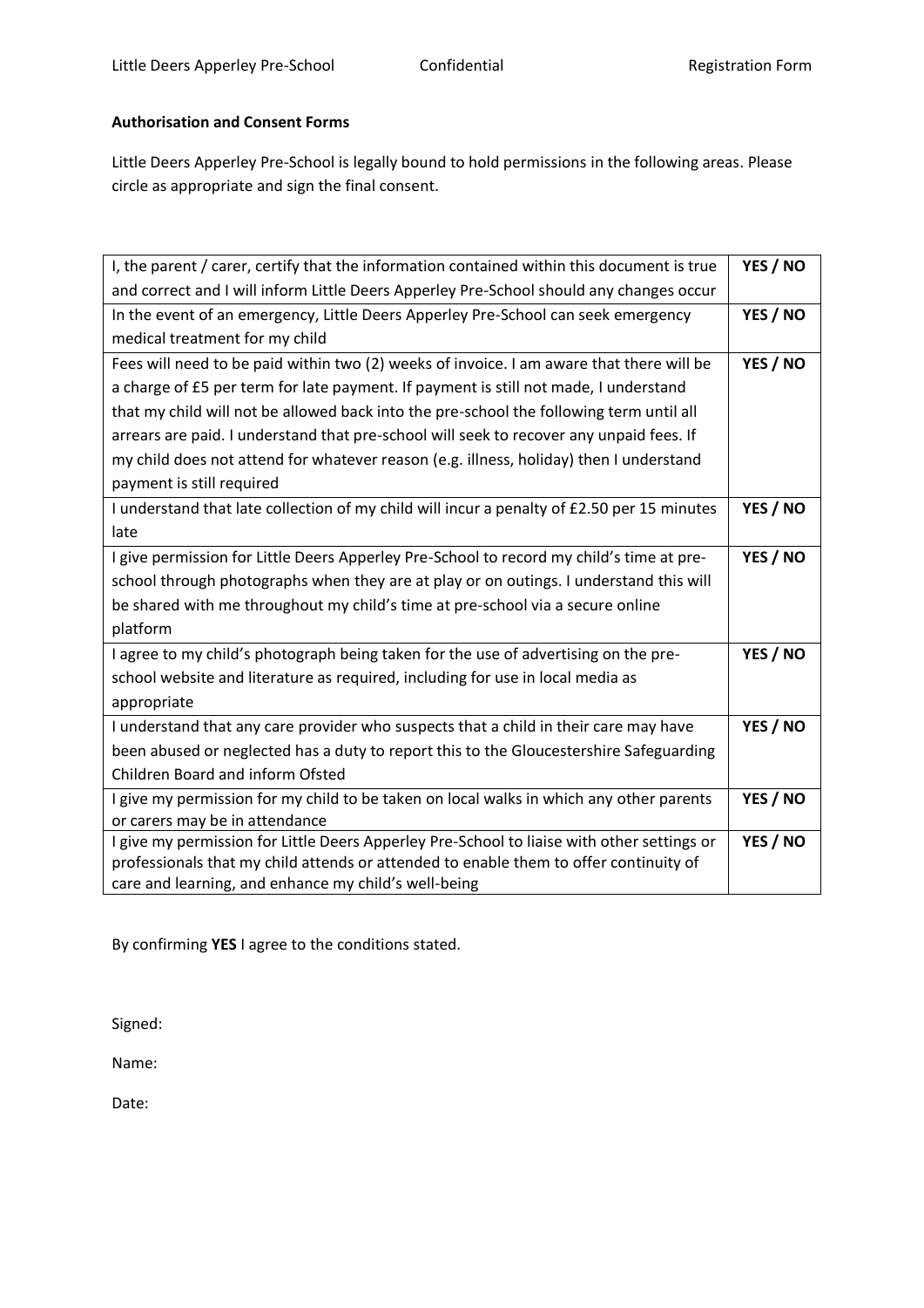**Authorisation and Consent Forms**

Little Deers Apperley Pre-School is legally bound to hold permissions in the following areas. Please circle as appropriate and sign the final consent.

| | |
|---|---|
| I, the parent / carer, certify that the information contained within this document is true and correct and I will inform Little Deers Apperley Pre-School should any changes occur | **YES / NO** |
| In the event of an emergency, Little Deers Apperley Pre-School can seek emergency medical treatment for my child | **YES / NO** |
| Fees will need to be paid within two (2) weeks of invoice. I am aware that there will be a charge of £5 per term for late payment. If payment is still not made, I understand that my child will not be allowed back into the pre-school the following term until all arrears are paid. I understand that pre-school will seek to recover any unpaid fees. If my child does not attend for whatever reason (e.g. illness, holiday) then I understand payment is still required | **YES / NO** |
| I understand that late collection of my child will incur a penalty of £2.50 per 15 minutes late | **YES / NO** |
| I give permission for Little Deers Apperley Pre-School to record my child's time at pre-school through photographs when they are at play or on outings. I understand this will be shared with me throughout my child's time at pre-school via a secure online platform | **YES / NO** |
| I agree to my child's photograph being taken for the use of advertising on the pre-school website and literature as required, including for use in local media as appropriate | **YES / NO** |
| I understand that any care provider who suspects that a child in their care may have been abused or neglected has a duty to report this to the Gloucestershire Safeguarding Children Board and inform Ofsted | **YES / NO** |
| I give my permission for my child to be taken on local walks in which any other parents or carers may be in attendance | **YES / NO** |
| I give my permission for Little Deers Apperley Pre-School to liaise with other settings or professionals that my child attends or attended to enable them to offer continuity of care and learning, and enhance my child's well-being | **YES / NO** |

By confirming **YES** I agree to the conditions stated.

Signed:

Name:

Date: